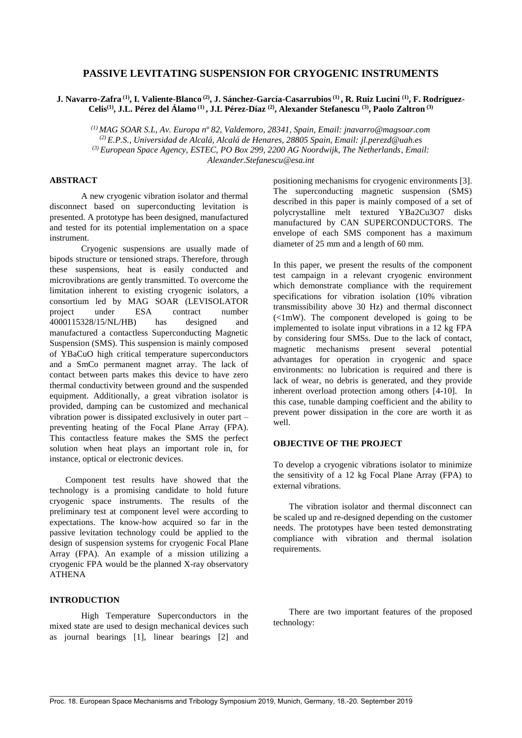# PASSIVE LEVITATING SUSPENSION FOR CRYOGENIC INSTRUMENTS

**J. Navarro-Zafra [1], I. Valiente-Blanco [2], J. Sánchez-García-Casarrubios [1], R. Ruiz Lucini [1], F. Rodríguez-Celis[1], J.L. Pérez del Álamo [1], J.L Pérez-Díaz [2], Alexander Stefanescu [3], Paolo Zaltron [3]**

*[1] MAG SOAR S.L, Av. Europa nº 82, Valdemoro, 28341, Spain, Email: jnavarro@magsoar.com*
*[2] E.P.S., Universidad de Alcalá, Alcalá de Henares, 28805 Spain, Email: jl.perezd@uah.es*
*[3] European Space Agency, ESTEC, PO Box 299, 2200 AG Noordwijk, The Netherlands, Email: Alexander.Stefanescu@esa.int*

## ABSTRACT

A new cryogenic vibration isolator and thermal disconnect based on superconducting levitation is presented. A prototype has been designed, manufactured and tested for its potential implementation on a space instrument.

Cryogenic suspensions are usually made of bipods structure or tensioned straps. Therefore, through these suspensions, heat is easily conducted and microvibrations are gently transmitted. To overcome the limitation inherent to existing cryogenic isolators, a consortium led by MAG SOAR (LEVISOLATOR project under ESA contract number 4000115328/15/NL/HB) has designed and manufactured a contactless Superconducting Magnetic Suspension (SMS). This suspension is mainly composed of YBaCuO high critical temperature superconductors and a SmCo permanent magnet array. The lack of contact between parts makes this device to have zero thermal conductivity between ground and the suspended equipment. Additionally, a great vibration isolator is provided, damping can be customized and mechanical vibration power is dissipated exclusively in outer part – preventing heating of the Focal Plane Array (FPA). This contactless feature makes the SMS the perfect solution when heat plays an important role in, for instance, optical or electronic devices.

Component test results have showed that the technology is a promising candidate to hold future cryogenic space instruments. The results of the preliminary test at component level were according to expectations. The know-how acquired so far in the passive levitation technology could be applied to the design of suspension systems for cryogenic Focal Plane Array (FPA). An example of a mission utilizing a cryogenic FPA would be the planned X-ray observatory ATHENA

## INTRODUCTION

High Temperature Superconductors in the mixed state are used to design mechanical devices such as journal bearings [1], linear bearings [2] and positioning mechanisms for cryogenic environments [3]. The superconducting magnetic suspension (SMS) described in this paper is mainly composed of a set of polycrystalline melt textured $YBa_2Cu_3O_7$ disks manufactured by CAN SUPERCONDUCTORS. The envelope of each SMS component has a maximum diameter of 25 mm and a length of 60 mm.

In this paper, we present the results of the component test campaign in a relevant cryogenic environment which demonstrate compliance with the requirement specifications for vibration isolation (10% vibration transmissibility above 30 Hz) and thermal disconnect (<1mW). The component developed is going to be implemented to isolate input vibrations in a 12 kg FPA by considering four SMSs. Due to the lack of contact, magnetic mechanisms present several potential advantages for operation in cryogenic and space environments: no lubrication is required and there is lack of wear, no debris is generated, and they provide inherent overload protection among others [4-10]. In this case, tunable damping coefficient and the ability to prevent power dissipation in the core are worth it as well.

## OBJECTIVE OF THE PROJECT

To develop a cryogenic vibrations isolator to minimize the sensitivity of a 12 kg Focal Plane Array (FPA) to external vibrations.

The vibration isolator and thermal disconnect can be scaled up and re-designed depending on the customer needs. The prototypes have been tested demonstrating compliance with vibration and thermal isolation requirements.

There are two important features of the proposed technology: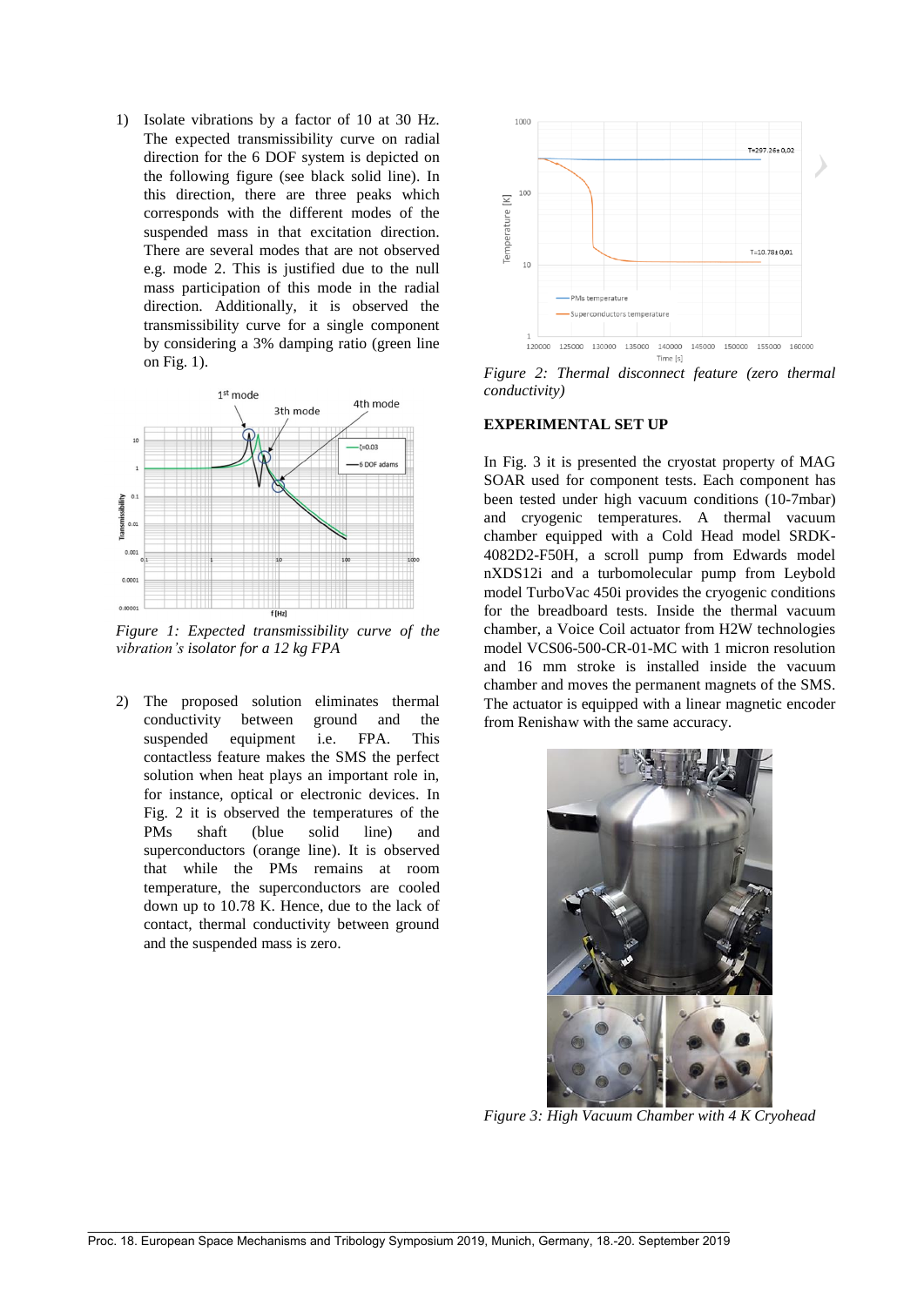1) Isolate vibrations by a factor of 10 at 30 Hz. The expected transmissibility curve on radial direction for the 6 DOF system is depicted on the following figure (see black solid line). In this direction, there are three peaks which corresponds with the different modes of the suspended mass in that excitation direction. There are several modes that are not observed e.g. mode 2. This is justified due to the null mass participation of this mode in the radial direction. Additionally, it is observed the transmissibility curve for a single component by considering a 3% damping ratio (green line on Fig. 1).

*Figure 1: Expected transmissibility curve of the vibration's isolator for a 12 kg FPA*

2) The proposed solution eliminates thermal conductivity between ground and the suspended equipment i.e. FPA. This contactless feature makes the SMS the perfect solution when heat plays an important role in, for instance, optical or electronic devices. In Fig. 2 it is observed the temperatures of the PMs shaft (blue solid line) and superconductors (orange line). It is observed that while the PMs remains at room temperature, the superconductors are cooled down up to 10.78 K. Hence, due to the lack of contact, thermal conductivity between ground and the suspended mass is zero.

*Figure 2: Thermal disconnect feature (zero thermal conductivity)*

## EXPERIMENTAL SET UP

In Fig. 3 it is presented the cryostat property of MAG SOAR used for component tests. Each component has been tested under high vacuum conditions (10-7mbar) and cryogenic temperatures. A thermal vacuum chamber equipped with a Cold Head model SRDK-4082D2-F50H, a scroll pump from Edwards model nXDS12i and a turbomolecular pump from Leybold model TurboVac 450i provides the cryogenic conditions for the breadboard tests. Inside the thermal vacuum chamber, a Voice Coil actuator from H2W technologies model VCS06-500-CR-01-MC with 1 micron resolution and 16 mm stroke is installed inside the vacuum chamber and moves the permanent magnets of the SMS. The actuator is equipped with a linear magnetic encoder from Renishaw with the same accuracy.

*Figure 3: High Vacuum Chamber with 4 K Cryohead*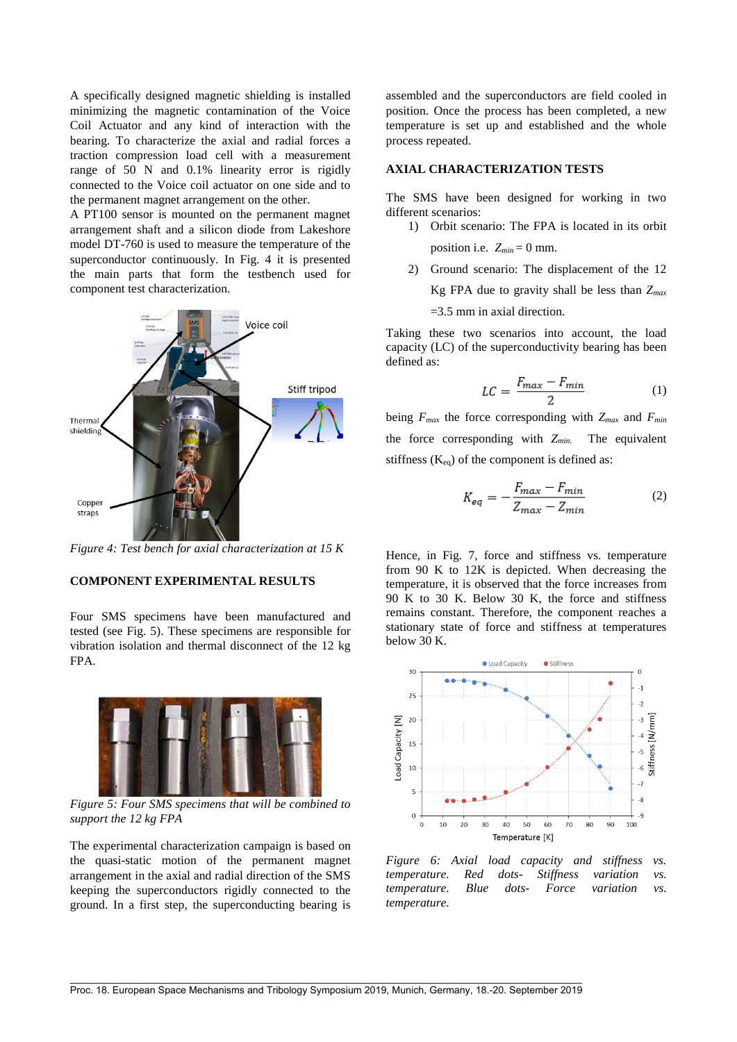A specifically designed magnetic shielding is installed minimizing the magnetic contamination of the Voice Coil Actuator and any kind of interaction with the bearing. To characterize the axial and radial forces a traction compression load cell with a measurement range of 50 N and 0.1% linearity error is rigidly connected to the Voice coil actuator on one side and to the permanent magnet arrangement on the other.

A PT100 sensor is mounted on the permanent magnet arrangement shaft and a silicon diode from Lakeshore model DT-760 is used to measure the temperature of the superconductor continuously. In Fig. 4 it is presented the main parts that form the testbench used for component test characterization.

*Figure 4: Test bench for axial characterization at 15 K*

## COMPONENT EXPERIMENTAL RESULTS

Four SMS specimens have been manufactured and tested (see Fig. 5). These specimens are responsible for vibration isolation and thermal disconnect of the 12 kg FPA.

*Figure 5: Four SMS specimens that will be combined to support the 12 kg FPA*

The experimental characterization campaign is based on the quasi-static motion of the permanent magnet arrangement in the axial and radial direction of the SMS keeping the superconductors rigidly connected to the ground. In a first step, the superconducting bearing is assembled and the superconductors are field cooled in position. Once the process has been completed, a new temperature is set up and established and the whole process repeated.

## AXIAL CHARACTERIZATION TESTS

The SMS have been designed for working in two different scenarios:

1) Orbit scenario: The FPA is located in its orbit position i.e. $Z_{min} = 0$ mm.
2) Ground scenario: The displacement of the 12 Kg FPA due to gravity shall be less than $Z_{max}$ =3.5 mm in axial direction.

Taking these two scenarios into account, the load capacity (LC) of the superconductivity bearing has been defined as:

$$LC = \frac{F_{max} - F_{min}}{2} \tag{1}$$

being $F_{max}$ the force corresponding with $Z_{max}$ and $F_{min}$ the force corresponding with $Z_{min.}$ The equivalent stiffness ($K_{eq}$) of the component is defined as:

$$K_{eq} = -\frac{F_{max} - F_{min}}{Z_{max} - Z_{min}} \tag{2}$$

Hence, in Fig. 7, force and stiffness vs. temperature from 90 K to 12K is depicted. When decreasing the temperature, it is observed that the force increases from 90 K to 30 K. Below 30 K, the force and stiffness remains constant. Therefore, the component reaches a stationary state of force and stiffness at temperatures below 30 K.

*Figure 6: Axial load capacity and stiffness vs. temperature. Red dots- Stiffness variation vs. temperature. Blue dots- Force variation vs. temperature.*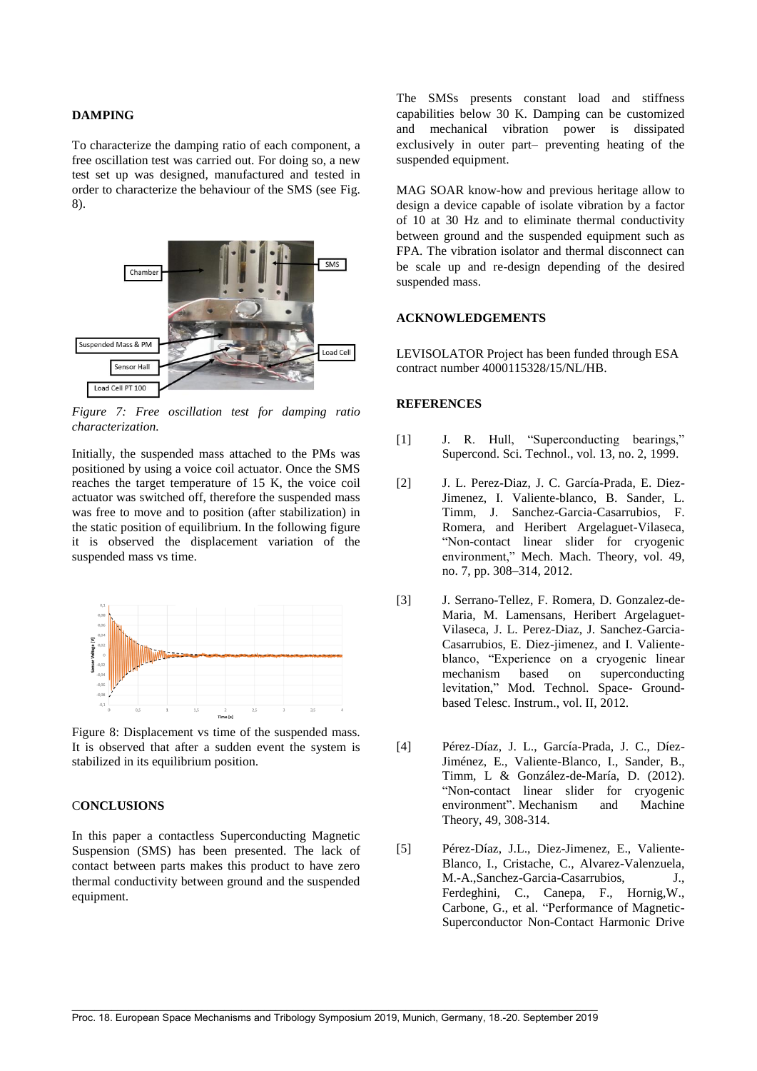**DAMPING**

To characterize the damping ratio of each component, a free oscillation test was carried out. For doing so, a new test set up was designed, manufactured and tested in order to characterize the behaviour of the SMS (see Fig. 8).

*Figure 7: Free oscillation test for damping ratio characterization.*

Initially, the suspended mass attached to the PMs was positioned by using a voice coil actuator. Once the SMS reaches the target temperature of 15 K, the voice coil actuator was switched off, therefore the suspended mass was free to move and to position (after stabilization) in the static position of equilibrium. In the following figure it is observed the displacement variation of the suspended mass vs time.

Figure 8: Displacement vs time of the suspended mass. It is observed that after a sudden event the system is stabilized in its equilibrium position.

**CONCLUSIONS**

In this paper a contactless Superconducting Magnetic Suspension (SMS) has been presented. The lack of contact between parts makes this product to have zero thermal conductivity between ground and the suspended equipment.

The SMSs presents constant load and stiffness capabilities below 30 K. Damping can be customized and mechanical vibration power is dissipated exclusively in outer part– preventing heating of the suspended equipment.

MAG SOAR know-how and previous heritage allow to design a device capable of isolate vibration by a factor of 10 at 30 Hz and to eliminate thermal conductivity between ground and the suspended equipment such as FPA. The vibration isolator and thermal disconnect can be scale up and re-design depending of the desired suspended mass.

**ACKNOWLEDGEMENTS**

LEVISOLATOR Project has been funded through ESA contract number 4000115328/15/NL/HB.

**REFERENCES**

[1] J. R. Hull, "Superconducting bearings," Supercond. Sci. Technol., vol. 13, no. 2, 1999.

[2] J. L. Perez-Diaz, J. C. García-Prada, E. Diez-Jimenez, I. Valiente-blanco, B. Sander, L. Timm, J. Sanchez-Garcia-Casarrubios, F. Romera, and Heribert Argelaguet-Vilaseca, "Non-contact linear slider for cryogenic environment," Mech. Mach. Theory, vol. 49, no. 7, pp. 308–314, 2012.

[3] J. Serrano-Tellez, F. Romera, D. Gonzalez-de-Maria, M. Lamensans, Heribert Argelaguet-Vilaseca, J. L. Perez-Diaz, J. Sanchez-Garcia-Casarrubios, E. Diez-jimenez, and I. Valiente-blanco, "Experience on a cryogenic linear mechanism based on superconducting levitation," Mod. Technol. Space- Ground-based Telesc. Instrum., vol. II, 2012.

[4] Pérez-Díaz, J. L., García-Prada, J. C., Díez-Jiménez, E., Valiente-Blanco, I., Sander, B., Timm, L & González-de-María, D. (2012). "Non-contact linear slider for cryogenic environment". Mechanism and Machine Theory, 49, 308-314.

[5] Pérez-Díaz, J.L., Diez-Jimenez, E., Valiente-Blanco, I., Cristache, C., Alvarez-Valenzuela, M.-A.,Sanchez-Garcia-Casarrubios, J., Ferdeghini, C., Canepa, F., Hornig,W., Carbone, G., et al. "Performance of Magnetic-Superconductor Non-Contact Harmonic Drive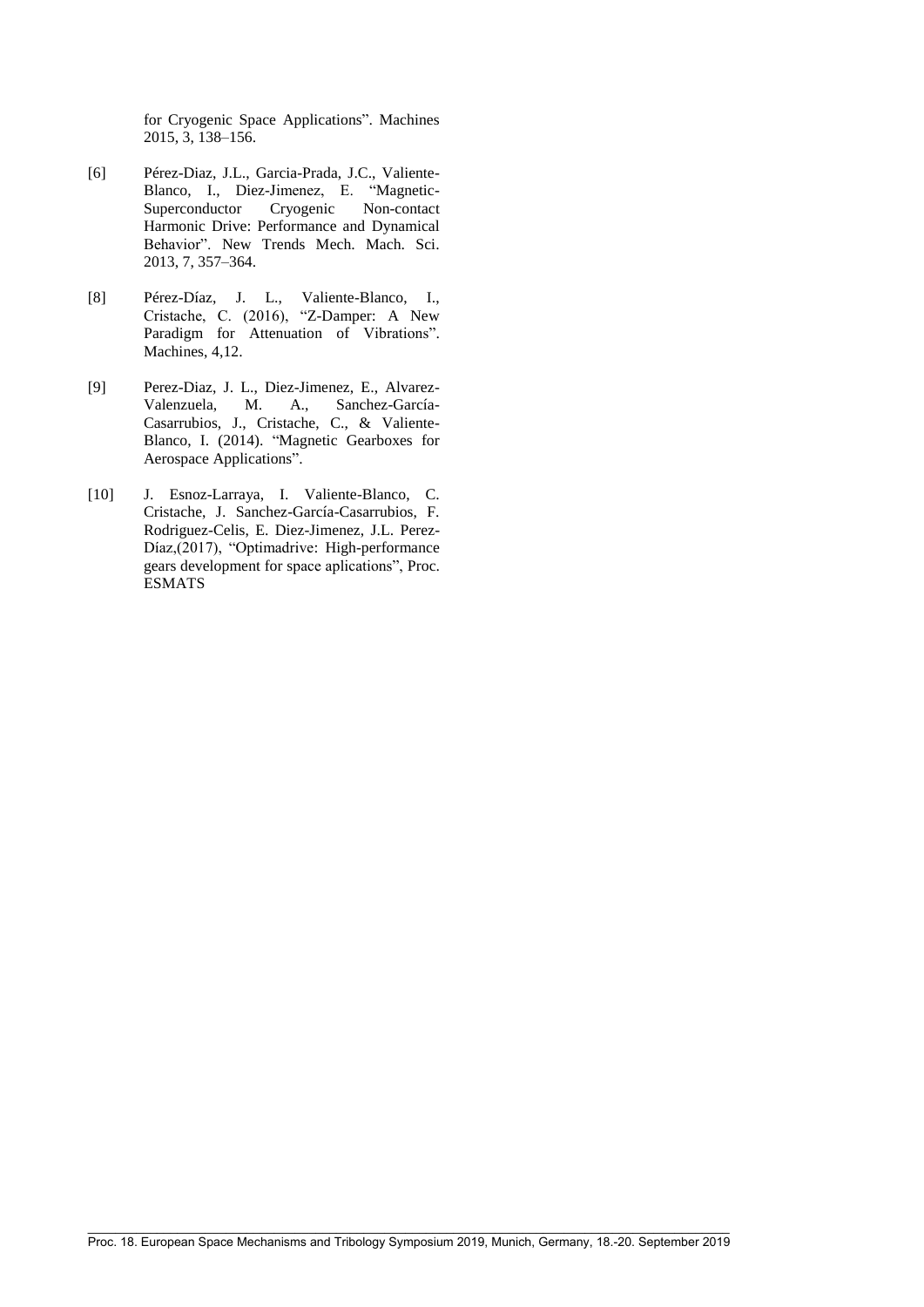for Cryogenic Space Applications". Machines 2015, 3, 138–156.

[6] Pérez-Diaz, J.L., Garcia-Prada, J.C., Valiente-Blanco, I., Diez-Jimenez, E. "Magnetic-Superconductor Cryogenic Non-contact Harmonic Drive: Performance and Dynamical Behavior". New Trends Mech. Mach. Sci. 2013, 7, 357–364.

[8] Pérez-Díaz, J. L., Valiente-Blanco, I., Cristache, C. (2016), "Z-Damper: A New Paradigm for Attenuation of Vibrations". Machines, 4,12.

[9] Perez-Diaz, J. L., Diez-Jimenez, E., Alvarez-Valenzuela, M. A., Sanchez-García-Casarrubios, J., Cristache, C., & Valiente-Blanco, I. (2014). "Magnetic Gearboxes for Aerospace Applications".

[10] J. Esnoz-Larraya, I. Valiente-Blanco, C. Cristache, J. Sanchez-García-Casarrubios, F. Rodriguez-Celis, E. Diez-Jimenez, J.L. Perez-Díaz,(2017), "Optimadrive: High-performance gears development for space aplications", Proc. ESMATS